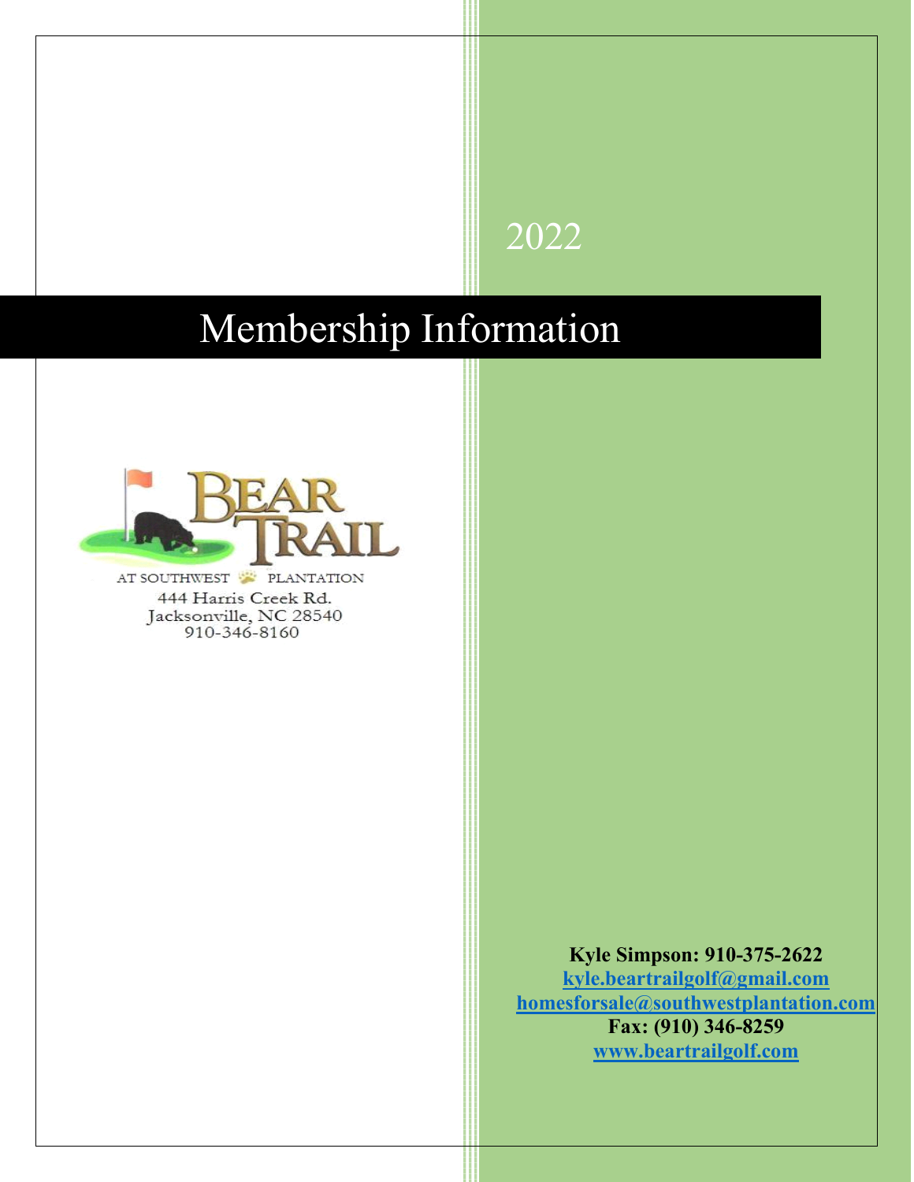2022

# Membership Information

BEAR TRAIL

AT SOUTHWEST PLANTATION

444 Harris Creek Rd.
Jacksonville, NC 28540
910-346-8160

**Kyle Simpson: 910-375-2622**
**kyle.beartrailgolf@gmail.com**
**homesforsale@southwestplantation.com**
**Fax: (910) 346-8259**
**www.beartrailgolf.com**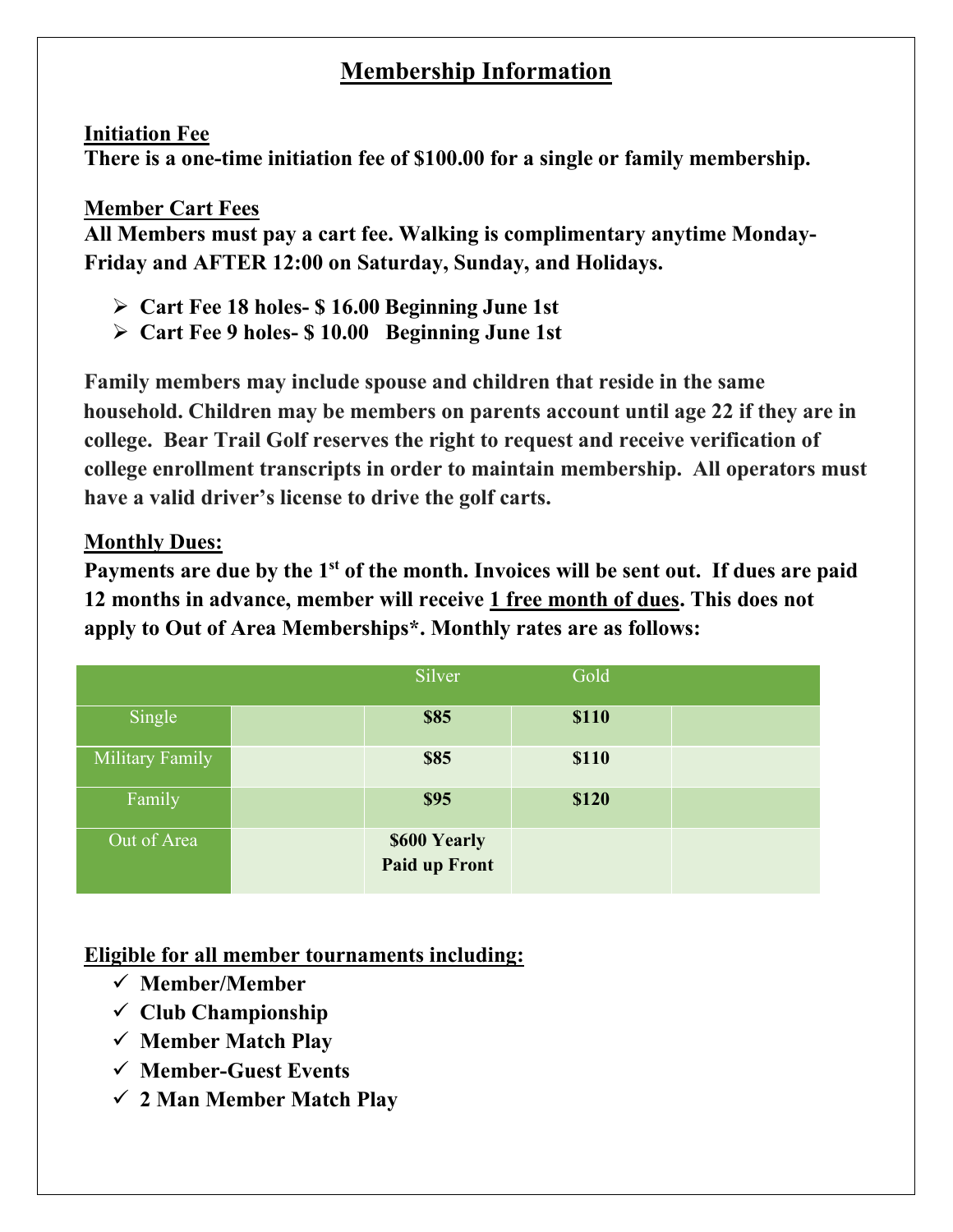# Membership Information

**Initiation Fee**

**There is a one-time initiation fee of $100.00 for a single or family membership.**

**Member Cart Fees**

**All Members must pay a cart fee. Walking is complimentary anytime Monday-Friday and AFTER 12:00 on Saturday, Sunday, and Holidays.**

- **Cart Fee 18 holes- $ 16.00 Beginning June 1st**
- **Cart Fee 9 holes- $ 10.00 Beginning June 1st**

**Family members may include spouse and children that reside in the same household. Children may be members on parents account until age 22 if they are in college. Bear Trail Golf reserves the right to request and receive verification of college enrollment transcripts in order to maintain membership. All operators must have a valid driver's license to drive the golf carts.**

**Monthly Dues:**

**Payments are due by the 1st of the month. Invoices will be sent out. If dues are paid 12 months in advance, member will receive 1 free month of dues. This does not apply to Out of Area Memberships*. Monthly rates are as follows:**

| | | Silver | Gold | |
|---|---|---|---|---|
| Single | | **$85** | **$110** | |
| Military Family | | **$85** | **$110** | |
| Family | | **$95** | **$120** | |
| Out of Area | | **$600 Yearly Paid up Front** | | |

**Eligible for all member tournaments including:**

- **Member/Member**
- **Club Championship**
- **Member Match Play**
- **Member-Guest Events**
- **2 Man Member Match Play**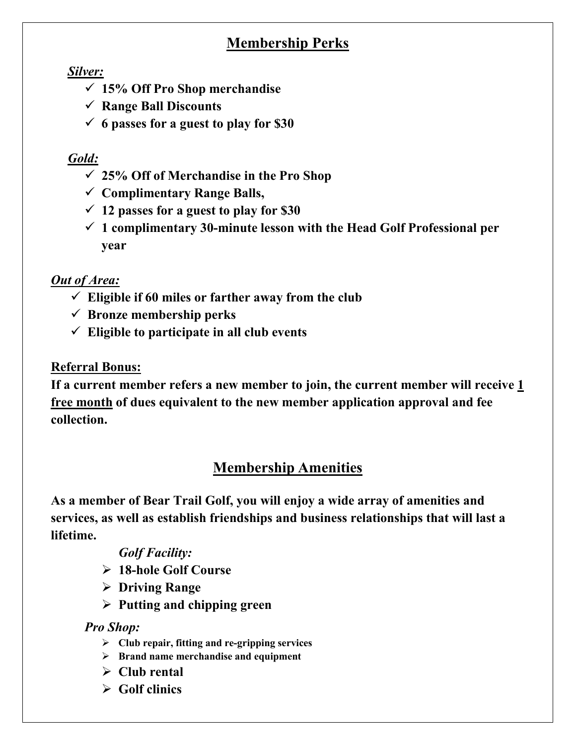## Membership Perks

***Silver:***

- ✓ **15% Off Pro Shop merchandise**
- ✓ **Range Ball Discounts**
- ✓ **6 passes for a guest to play for $30**

***Gold:***

- ✓ **25% Off of Merchandise in the Pro Shop**
- ✓ **Complimentary Range Balls,**
- ✓ **12 passes for a guest to play for $30**
- ✓ **1 complimentary 30-minute lesson with the Head Golf Professional per year**

***Out of Area:***

- ✓ **Eligible if 60 miles or farther away from the club**
- ✓ **Bronze membership perks**
- ✓ **Eligible to participate in all club events**

**Referral Bonus:**

**If a current member refers a new member to join, the current member will receive 1 free month of dues equivalent to the new member application approval and fee collection.**

## Membership Amenities

**As a member of Bear Trail Golf, you will enjoy a wide array of amenities and services, as well as establish friendships and business relationships that will last a lifetime.**

***Golf Facility:***

- **18-hole Golf Course**
- **Driving Range**
- **Putting and chipping green**

***Pro Shop:***

- **Club repair, fitting and re-gripping services**
- **Brand name merchandise and equipment**
- **Club rental**
- **Golf clinics**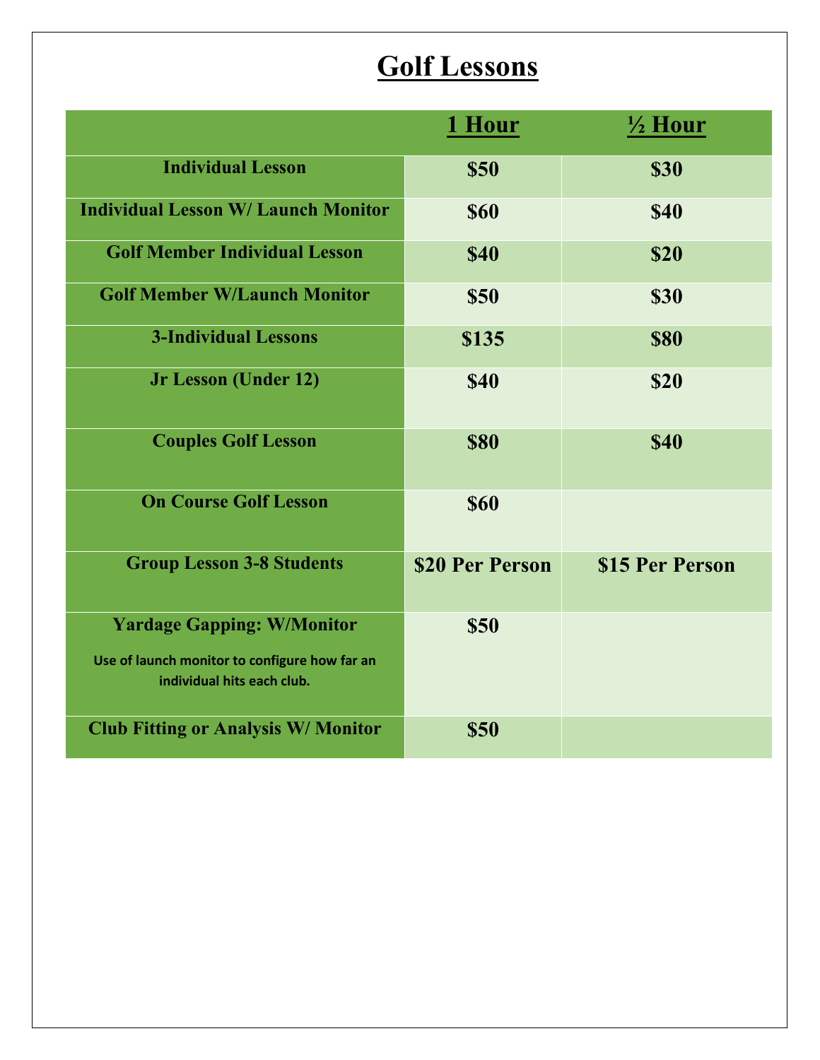# Golf Lessons

| | 1 Hour | ½ Hour |
|---|---|---|
| **Individual Lesson** | **$50** | **$30** |
| **Individual Lesson W/ Launch Monitor** | **$60** | **$40** |
| **Golf Member Individual Lesson** | **$40** | **$20** |
| **Golf Member W/Launch Monitor** | **$50** | **$30** |
| **3-Individual Lessons** | **$135** | **$80** |
| **Jr Lesson (Under 12)** | **$40** | **$20** |
| **Couples Golf Lesson** | **$80** | **$40** |
| **On Course Golf Lesson** | **$60** | |
| **Group Lesson 3-8 Students** | **$20 Per Person** | **$15 Per Person** |
| **Yardage Gapping: W/Monitor** Use of launch monitor to configure how far an individual hits each club. | **$50** | |
| **Club Fitting or Analysis W/ Monitor** | **$50** | |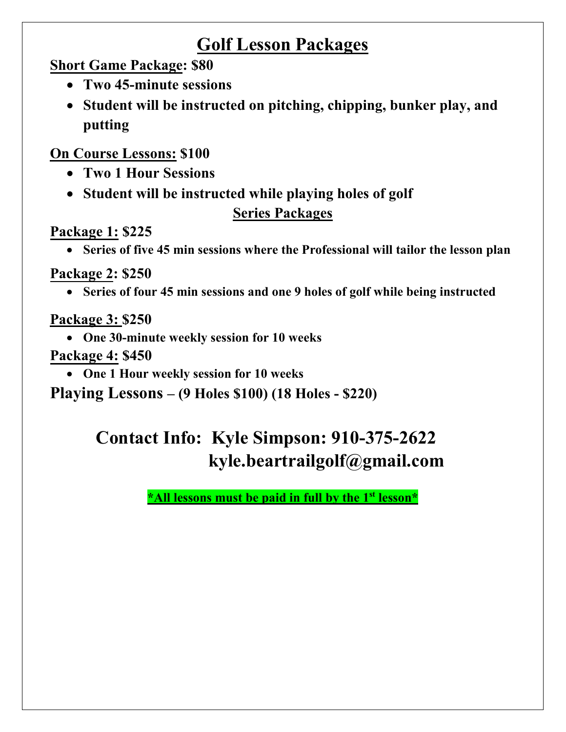# Golf Lesson Packages

**Short Game Package: $80**

- **Two 45-minute sessions**
- **Student will be instructed on pitching, chipping, bunker play, and putting**

**On Course Lessons: $100**

- **Two 1 Hour Sessions**
- **Student will be instructed while playing holes of golf**

## Series Packages

**Package 1: $225**

- **Series of five 45 min sessions where the Professional will tailor the lesson plan**

**Package 2: $250**

- **Series of four 45 min sessions and one 9 holes of golf while being instructed**

**Package 3: $250**

- **One 30-minute weekly session for 10 weeks**

**Package 4: $450**

- **One 1 Hour weekly session for 10 weeks**

**Playing Lessons – (9 Holes $100) (18 Holes - $220)**

## Contact Info: Kyle Simpson: 910-375-2622
## kyle.beartrailgolf@gmail.com

**\*All lessons must be paid in full by the 1st lesson\***